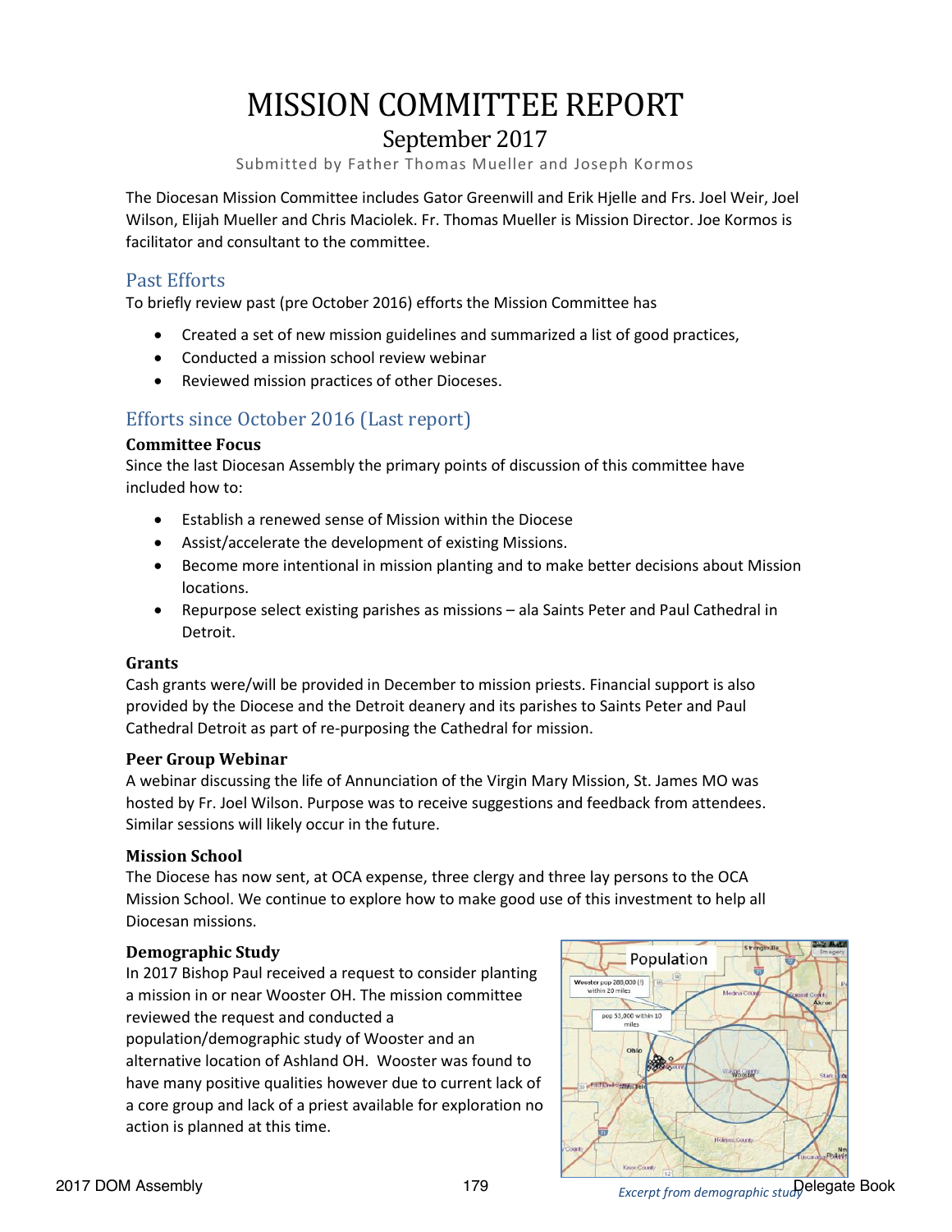# MISSION COMMITTEE REPORT

## September 2017

Submitted by Father Thomas Mueller and Joseph Kormos

The Diocesan Mission Committee includes Gator Greenwill and Erik Hjelle and Frs. Joel Weir, Joel Wilson, Elijah Mueller and Chris Maciolek. Fr. Thomas Mueller is Mission Director. Joe Kormos is facilitator and consultant to the committee.

### Past Efforts

To briefly review past (pre October 2016) efforts the Mission Committee has

- Created a set of new mission guidelines and summarized a list of good practices,
- Conducted a mission school review webinar
- Reviewed mission practices of other Dioceses.

### Efforts since October 2016 (Last report)

**Committee Focus**

Since the last Diocesan Assembly the primary points of discussion of this committee have included how to:

- Establish a renewed sense of Mission within the Diocese
- Assist/accelerate the development of existing Missions.
- Become more intentional in mission planting and to make better decisions about Mission locations.
- Repurpose select existing parishes as missions – ala Saints Peter and Paul Cathedral in Detroit.

**Grants**

Cash grants were/will be provided in December to mission priests. Financial support is also provided by the Diocese and the Detroit deanery and its parishes to Saints Peter and Paul Cathedral Detroit as part of re-purposing the Cathedral for mission.

**Peer Group Webinar**

A webinar discussing the life of Annunciation of the Virgin Mary Mission, St. James MO was hosted by Fr. Joel Wilson. Purpose was to receive suggestions and feedback from attendees. Similar sessions will likely occur in the future.

**Mission School**

The Diocese has now sent, at OCA expense, three clergy and three lay persons to the OCA Mission School. We continue to explore how to make good use of this investment to help all Diocesan missions.

**Demographic Study**

In 2017 Bishop Paul received a request to consider planting a mission in or near Wooster OH. The mission committee reviewed the request and conducted a population/demographic study of Wooster and an alternative location of Ashland OH. Wooster was found to have many positive qualities however due to current lack of a core group and lack of a priest available for exploration no action is planned at this time.

*Excerpt from demographic study*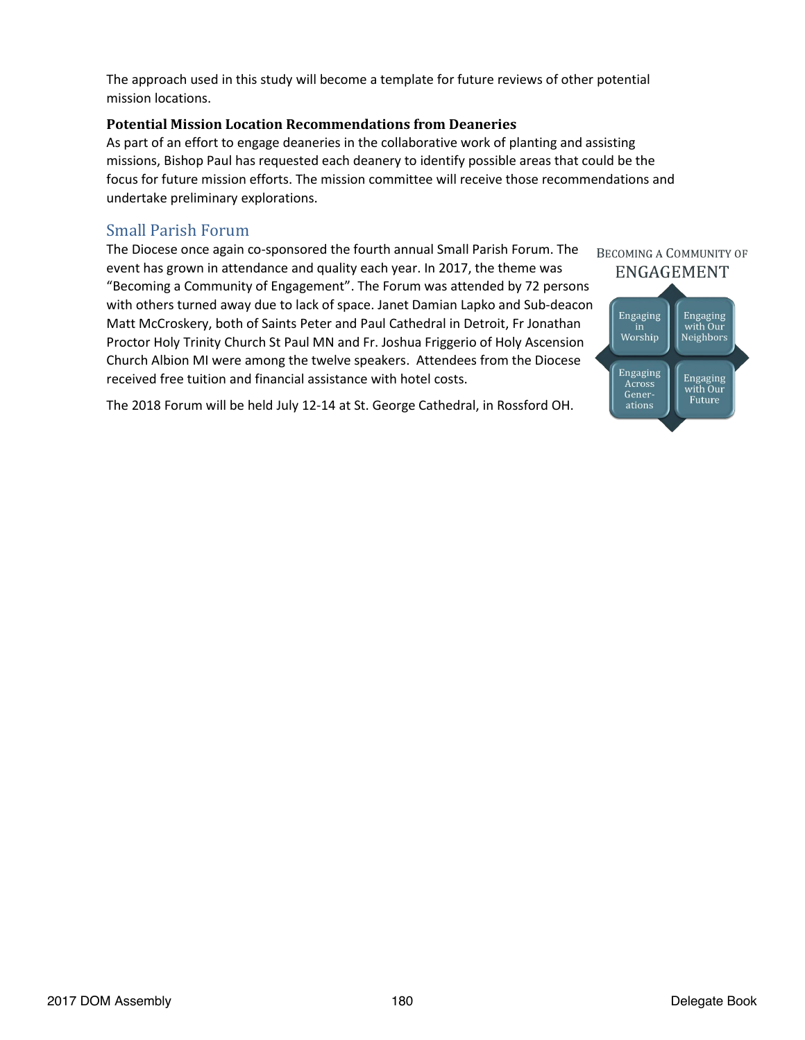The approach used in this study will become a template for future reviews of other potential mission locations.

**Potential Mission Location Recommendations from Deaneries**

As part of an effort to engage deaneries in the collaborative work of planting and assisting missions, Bishop Paul has requested each deanery to identify possible areas that could be the focus for future mission efforts. The mission committee will receive those recommendations and undertake preliminary explorations.

## Small Parish Forum

The Diocese once again co-sponsored the fourth annual Small Parish Forum. The event has grown in attendance and quality each year. In 2017, the theme was "Becoming a Community of Engagement". The Forum was attended by 72 persons with others turned away due to lack of space. Janet Damian Lapko and Sub-deacon Matt McCroskery, both of Saints Peter and Paul Cathedral in Detroit, Fr Jonathan Proctor Holy Trinity Church St Paul MN and Fr. Joshua Friggerio of Holy Ascension Church Albion MI were among the twelve speakers. Attendees from the Diocese received free tuition and financial assistance with hotel costs.

The 2018 Forum will be held July 12-14 at St. George Cathedral, in Rossford OH.

BECOMING A COMMUNITY OF
ENGAGEMENT

Engaging in Worship
Engaging with Our Neighbors
Engaging Across Generations
Engaging with Our Future